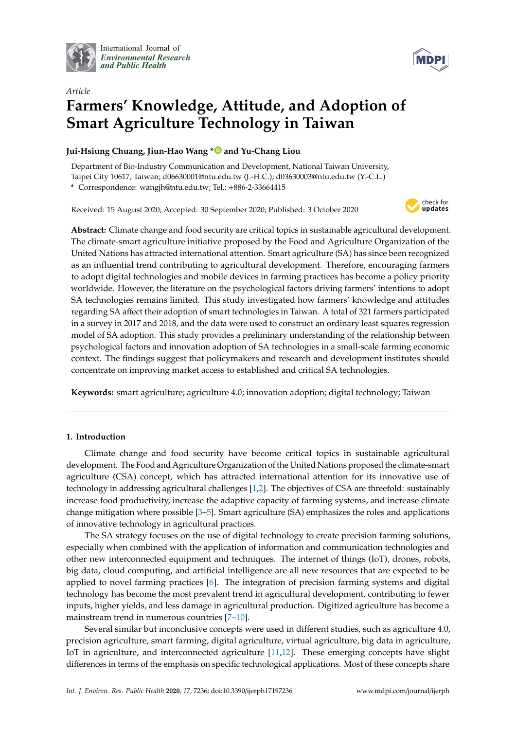Article

# Farmers' Knowledge, Attitude, and Adoption of Smart Agriculture Technology in Taiwan

**Jui-Hsiung Chuang, Jiun-Hao Wang * and Yu-Chang Liou**

Department of Bio-Industry Communication and Development, National Taiwan University, Taipei City 10617, Taiwan; d06630001@ntu.edu.tw (J.-H.C.); d03630003@ntu.edu.tw (Y.-C.L.)
* Correspondence: wangjh@ntu.edu.tw; Tel.: +886-2-33664415

Received: 15 August 2020; Accepted: 30 September 2020; Published: 3 October 2020

**Abstract:** Climate change and food security are critical topics in sustainable agricultural development. The climate-smart agriculture initiative proposed by the Food and Agriculture Organization of the United Nations has attracted international attention. Smart agriculture (SA) has since been recognized as an influential trend contributing to agricultural development. Therefore, encouraging farmers to adopt digital technologies and mobile devices in farming practices has become a policy priority worldwide. However, the literature on the psychological factors driving farmers' intentions to adopt SA technologies remains limited. This study investigated how farmers' knowledge and attitudes regarding SA affect their adoption of smart technologies in Taiwan. A total of 321 farmers participated in a survey in 2017 and 2018, and the data were used to construct an ordinary least squares regression model of SA adoption. This study provides a preliminary understanding of the relationship between psychological factors and innovation adoption of SA technologies in a small-scale farming economic context. The findings suggest that policymakers and research and development institutes should concentrate on improving market access to established and critical SA technologies.

**Keywords:** smart agriculture; agriculture 4.0; innovation adoption; digital technology; Taiwan

## 1. Introduction

Climate change and food security have become critical topics in sustainable agricultural development. The Food and Agriculture Organization of the United Nations proposed the climate-smart agriculture (CSA) concept, which has attracted international attention for its innovative use of technology in addressing agricultural challenges [1,2]. The objectives of CSA are threefold: sustainably increase food productivity, increase the adaptive capacity of farming systems, and increase climate change mitigation where possible [3–5]. Smart agriculture (SA) emphasizes the roles and applications of innovative technology in agricultural practices.

The SA strategy focuses on the use of digital technology to create precision farming solutions, especially when combined with the application of information and communication technologies and other new interconnected equipment and techniques. The internet of things (IoT), drones, robots, big data, cloud computing, and artificial intelligence are all new resources that are expected to be applied to novel farming practices [6]. The integration of precision farming systems and digital technology has become the most prevalent trend in agricultural development, contributing to fewer inputs, higher yields, and less damage in agricultural production. Digitized agriculture has become a mainstream trend in numerous countries [7–10].

Several similar but inconclusive concepts were used in different studies, such as agriculture 4.0, precision agriculture, smart farming, digital agriculture, virtual agriculture, big data in agriculture, IoT in agriculture, and interconnected agriculture [11,12]. These emerging concepts have slight differences in terms of the emphasis on specific technological applications. Most of these concepts share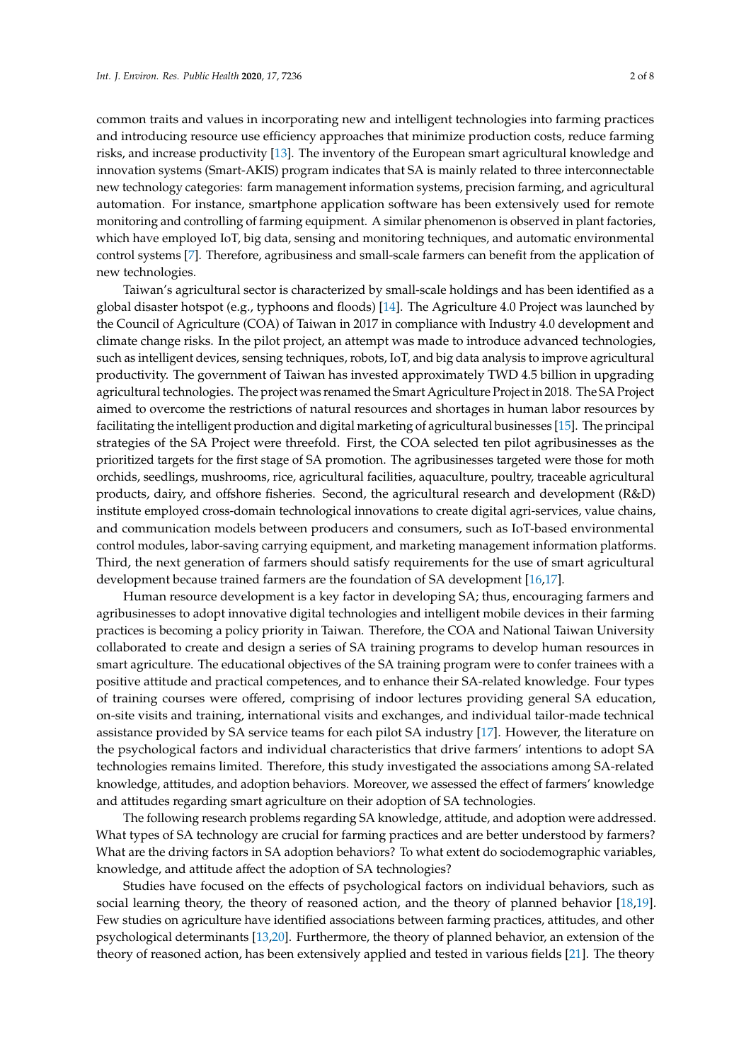common traits and values in incorporating new and intelligent technologies into farming practices and introducing resource use efficiency approaches that minimize production costs, reduce farming risks, and increase productivity [13]. The inventory of the European smart agricultural knowledge and innovation systems (Smart-AKIS) program indicates that SA is mainly related to three interconnectable new technology categories: farm management information systems, precision farming, and agricultural automation. For instance, smartphone application software has been extensively used for remote monitoring and controlling of farming equipment. A similar phenomenon is observed in plant factories, which have employed IoT, big data, sensing and monitoring techniques, and automatic environmental control systems [7]. Therefore, agribusiness and small-scale farmers can benefit from the application of new technologies.

Taiwan's agricultural sector is characterized by small-scale holdings and has been identified as a global disaster hotspot (e.g., typhoons and floods) [14]. The Agriculture 4.0 Project was launched by the Council of Agriculture (COA) of Taiwan in 2017 in compliance with Industry 4.0 development and climate change risks. In the pilot project, an attempt was made to introduce advanced technologies, such as intelligent devices, sensing techniques, robots, IoT, and big data analysis to improve agricultural productivity. The government of Taiwan has invested approximately TWD 4.5 billion in upgrading agricultural technologies. The project was renamed the Smart Agriculture Project in 2018. The SA Project aimed to overcome the restrictions of natural resources and shortages in human labor resources by facilitating the intelligent production and digital marketing of agricultural businesses [15]. The principal strategies of the SA Project were threefold. First, the COA selected ten pilot agribusinesses as the prioritized targets for the first stage of SA promotion. The agribusinesses targeted were those for moth orchids, seedlings, mushrooms, rice, agricultural facilities, aquaculture, poultry, traceable agricultural products, dairy, and offshore fisheries. Second, the agricultural research and development (R&D) institute employed cross-domain technological innovations to create digital agri-services, value chains, and communication models between producers and consumers, such as IoT-based environmental control modules, labor-saving carrying equipment, and marketing management information platforms. Third, the next generation of farmers should satisfy requirements for the use of smart agricultural development because trained farmers are the foundation of SA development [16,17].

Human resource development is a key factor in developing SA; thus, encouraging farmers and agribusinesses to adopt innovative digital technologies and intelligent mobile devices in their farming practices is becoming a policy priority in Taiwan. Therefore, the COA and National Taiwan University collaborated to create and design a series of SA training programs to develop human resources in smart agriculture. The educational objectives of the SA training program were to confer trainees with a positive attitude and practical competences, and to enhance their SA-related knowledge. Four types of training courses were offered, comprising of indoor lectures providing general SA education, on-site visits and training, international visits and exchanges, and individual tailor-made technical assistance provided by SA service teams for each pilot SA industry [17]. However, the literature on the psychological factors and individual characteristics that drive farmers' intentions to adopt SA technologies remains limited. Therefore, this study investigated the associations among SA-related knowledge, attitudes, and adoption behaviors. Moreover, we assessed the effect of farmers' knowledge and attitudes regarding smart agriculture on their adoption of SA technologies.

The following research problems regarding SA knowledge, attitude, and adoption were addressed. What types of SA technology are crucial for farming practices and are better understood by farmers? What are the driving factors in SA adoption behaviors? To what extent do sociodemographic variables, knowledge, and attitude affect the adoption of SA technologies?

Studies have focused on the effects of psychological factors on individual behaviors, such as social learning theory, the theory of reasoned action, and the theory of planned behavior [18,19]. Few studies on agriculture have identified associations between farming practices, attitudes, and other psychological determinants [13,20]. Furthermore, the theory of planned behavior, an extension of the theory of reasoned action, has been extensively applied and tested in various fields [21]. The theory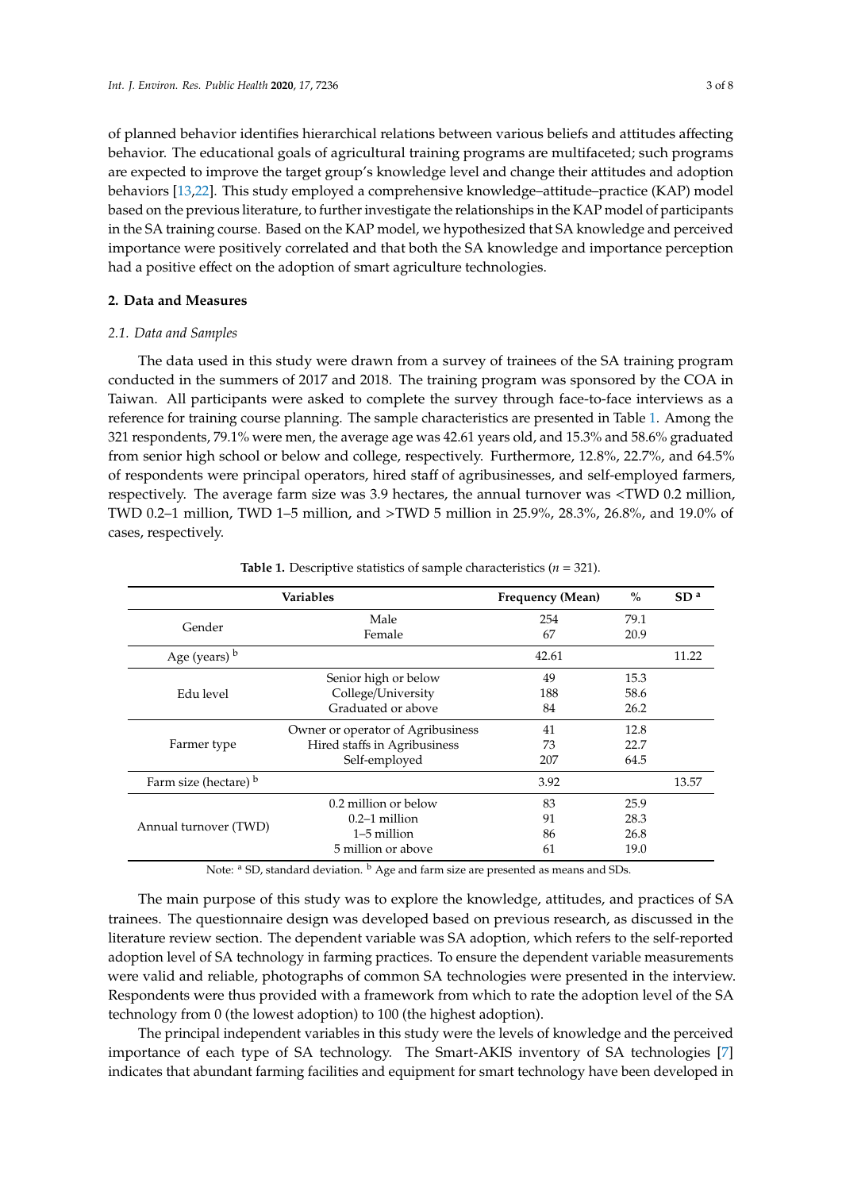of planned behavior identifies hierarchical relations between various beliefs and attitudes affecting behavior. The educational goals of agricultural training programs are multifaceted; such programs are expected to improve the target group's knowledge level and change their attitudes and adoption behaviors [13,22]. This study employed a comprehensive knowledge–attitude–practice (KAP) model based on the previous literature, to further investigate the relationships in the KAP model of participants in the SA training course. Based on the KAP model, we hypothesized that SA knowledge and perceived importance were positively correlated and that both the SA knowledge and importance perception had a positive effect on the adoption of smart agriculture technologies.

## 2. Data and Measures

### *2.1. Data and Samples*

The data used in this study were drawn from a survey of trainees of the SA training program conducted in the summers of 2017 and 2018. The training program was sponsored by the COA in Taiwan. All participants were asked to complete the survey through face-to-face interviews as a reference for training course planning. The sample characteristics are presented in Table 1. Among the 321 respondents, 79.1% were men, the average age was 42.61 years old, and 15.3% and 58.6% graduated from senior high school or below and college, respectively. Furthermore, 12.8%, 22.7%, and 64.5% of respondents were principal operators, hired staff of agribusinesses, and self-employed farmers, respectively. The average farm size was 3.9 hectares, the annual turnover was <TWD 0.2 million, TWD 0.2–1 million, TWD 1–5 million, and >TWD 5 million in 25.9%, 28.3%, 26.8%, and 19.0% of cases, respectively.

**Table 1.** Descriptive statistics of sample characteristics (*n* = 321).

| Variables | | Frequency (Mean) | % | SD [a] |
|---|---|---|---|---|
| Gender | Male | 254 | 79.1 | |
| | Female | 67 | 20.9 | |
| Age (years) [b] | | 42.61 | | 11.22 |
| Edu level | Senior high or below | 49 | 15.3 | |
| | College/University | 188 | 58.6 | |
| | Graduated or above | 84 | 26.2 | |
| Farmer type | Owner or operator of Agribusiness | 41 | 12.8 | |
| | Hired staffs in Agribusiness | 73 | 22.7 | |
| | Self-employed | 207 | 64.5 | |
| Farm size (hectare) [b] | | 3.92 | | 13.57 |
| Annual turnover (TWD) | 0.2 million or below | 83 | 25.9 | |
| | 0.2–1 million | 91 | 28.3 | |
| | 1–5 million | 86 | 26.8 | |
| | 5 million or above | 61 | 19.0 | |

Note: [a] SD, standard deviation. [b] Age and farm size are presented as means and SDs.

The main purpose of this study was to explore the knowledge, attitudes, and practices of SA trainees. The questionnaire design was developed based on previous research, as discussed in the literature review section. The dependent variable was SA adoption, which refers to the self-reported adoption level of SA technology in farming practices. To ensure the dependent variable measurements were valid and reliable, photographs of common SA technologies were presented in the interview. Respondents were thus provided with a framework from which to rate the adoption level of the SA technology from 0 (the lowest adoption) to 100 (the highest adoption).

The principal independent variables in this study were the levels of knowledge and the perceived importance of each type of SA technology. The Smart-AKIS inventory of SA technologies [7] indicates that abundant farming facilities and equipment for smart technology have been developed in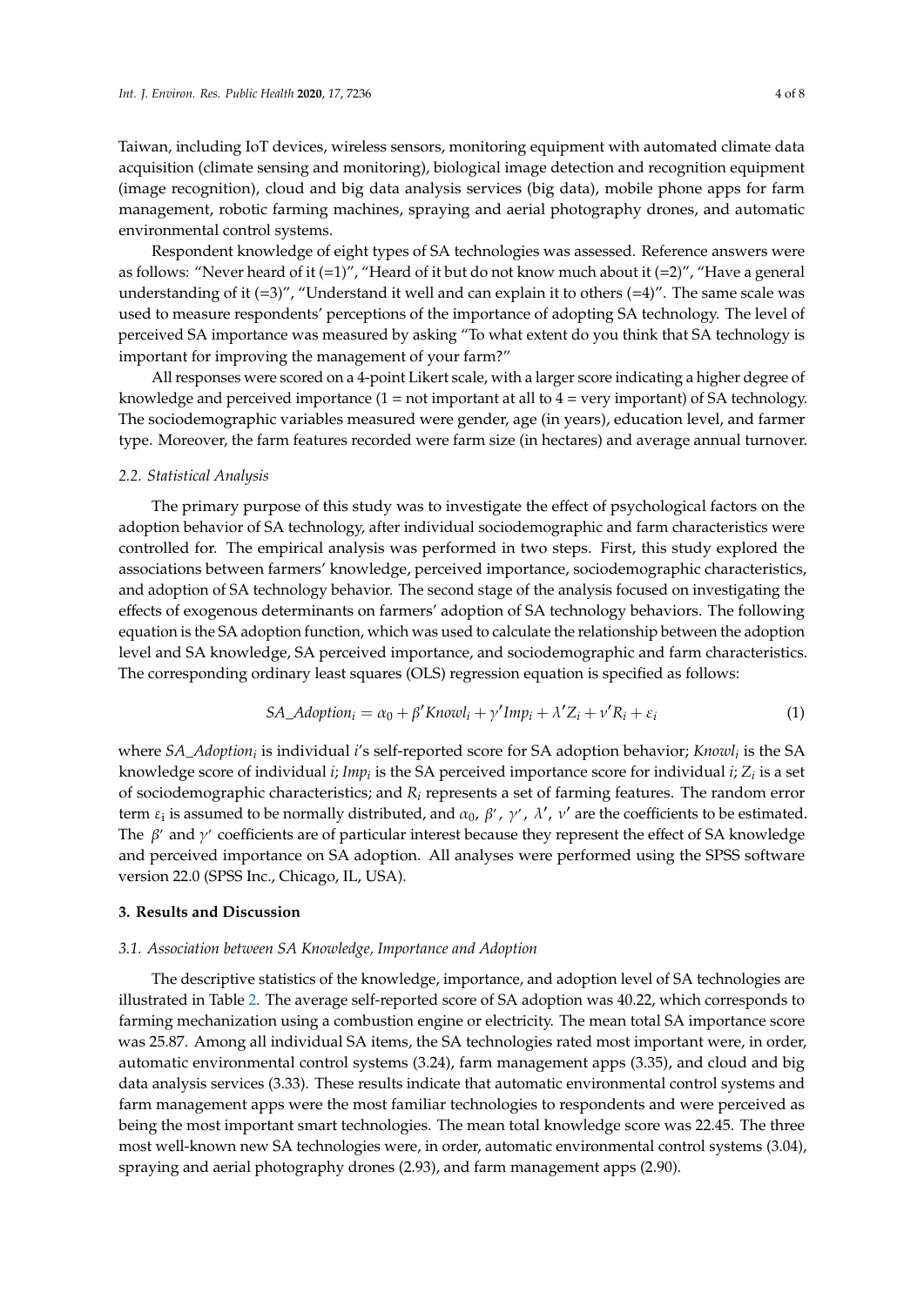Taiwan, including IoT devices, wireless sensors, monitoring equipment with automated climate data acquisition (climate sensing and monitoring), biological image detection and recognition equipment (image recognition), cloud and big data analysis services (big data), mobile phone apps for farm management, robotic farming machines, spraying and aerial photography drones, and automatic environmental control systems.

Respondent knowledge of eight types of SA technologies was assessed. Reference answers were as follows: "Never heard of it (=1)", "Heard of it but do not know much about it (=2)", "Have a general understanding of it (=3)", "Understand it well and can explain it to others (=4)". The same scale was used to measure respondents' perceptions of the importance of adopting SA technology. The level of perceived SA importance was measured by asking "To what extent do you think that SA technology is important for improving the management of your farm?"

All responses were scored on a 4-point Likert scale, with a larger score indicating a higher degree of knowledge and perceived importance (1 = not important at all to 4 = very important) of SA technology. The sociodemographic variables measured were gender, age (in years), education level, and farmer type. Moreover, the farm features recorded were farm size (in hectares) and average annual turnover.

### *2.2. Statistical Analysis*

The primary purpose of this study was to investigate the effect of psychological factors on the adoption behavior of SA technology, after individual sociodemographic and farm characteristics were controlled for. The empirical analysis was performed in two steps. First, this study explored the associations between farmers' knowledge, perceived importance, sociodemographic characteristics, and adoption of SA technology behavior. The second stage of the analysis focused on investigating the effects of exogenous determinants on farmers' adoption of SA technology behaviors. The following equation is the SA adoption function, which was used to calculate the relationship between the adoption level and SA knowledge, SA perceived importance, and sociodemographic and farm characteristics. The corresponding ordinary least squares (OLS) regression equation is specified as follows:

$$SA\_Adoption_i = \alpha_0 + \beta' Knowl_i + \gamma' Imp_i + \lambda' Z_i + \nu' R_i + \varepsilon_i \tag{1}$$

where $SA\_Adoption_i$ is individual $i$'s self-reported score for SA adoption behavior; $Knowl_i$ is the SA knowledge score of individual $i$; $Imp_i$ is the SA perceived importance score for individual $i$; $Z_i$ is a set of sociodemographic characteristics; and $R_i$ represents a set of farming features. The random error term $\varepsilon_i$ is assumed to be normally distributed, and $\alpha_0$, $\beta'$, $\gamma'$, $\lambda'$, $\nu'$ are the coefficients to be estimated. The $\beta'$ and $\gamma'$ coefficients are of particular interest because they represent the effect of SA knowledge and perceived importance on SA adoption. All analyses were performed using the SPSS software version 22.0 (SPSS Inc., Chicago, IL, USA).

## **3. Results and Discussion**

### *3.1. Association between SA Knowledge, Importance and Adoption*

The descriptive statistics of the knowledge, importance, and adoption level of SA technologies are illustrated in Table 2. The average self-reported score of SA adoption was 40.22, which corresponds to farming mechanization using a combustion engine or electricity. The mean total SA importance score was 25.87. Among all individual SA items, the SA technologies rated most important were, in order, automatic environmental control systems (3.24), farm management apps (3.35), and cloud and big data analysis services (3.33). These results indicate that automatic environmental control systems and farm management apps were the most familiar technologies to respondents and were perceived as being the most important smart technologies. The mean total knowledge score was 22.45. The three most well-known new SA technologies were, in order, automatic environmental control systems (3.04), spraying and aerial photography drones (2.93), and farm management apps (2.90).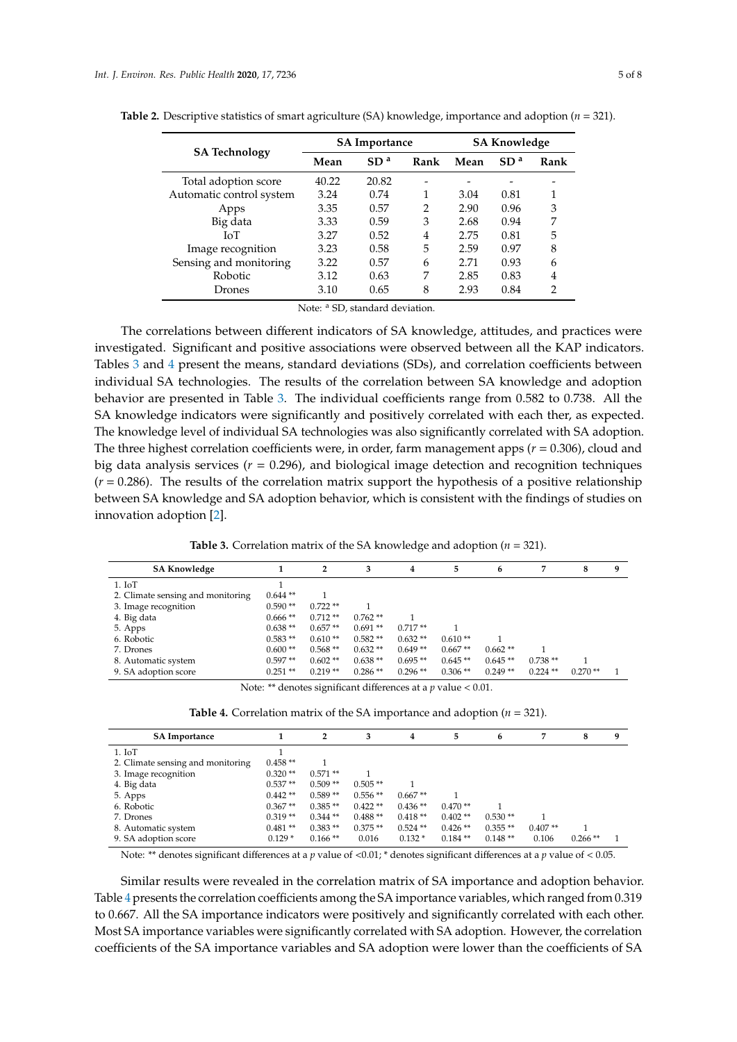**Table 2.** Descriptive statistics of smart agriculture (SA) knowledge, importance and adoption ($n$ = 321).

| SA Technology | SA Importance | | | SA Knowledge | | |
|---|---|---|---|---|---|---|
| | Mean | SD [a] | Rank | Mean | SD [a] | Rank |
| Total adoption score | 40.22 | 20.82 | - | - | - | - |
| Automatic control system | 3.24 | 0.74 | 1 | 3.04 | 0.81 | 1 |
| Apps | 3.35 | 0.57 | 2 | 2.90 | 0.96 | 3 |
| Big data | 3.33 | 0.59 | 3 | 2.68 | 0.94 | 7 |
| IoT | 3.27 | 0.52 | 4 | 2.75 | 0.81 | 5 |
| Image recognition | 3.23 | 0.58 | 5 | 2.59 | 0.97 | 8 |
| Sensing and monitoring | 3.22 | 0.57 | 6 | 2.71 | 0.93 | 6 |
| Robotic | 3.12 | 0.63 | 7 | 2.85 | 0.83 | 4 |
| Drones | 3.10 | 0.65 | 8 | 2.93 | 0.84 | 2 |

Note: [a] SD, standard deviation.

The correlations between different indicators of SA knowledge, attitudes, and practices were investigated. Significant and positive associations were observed between all the KAP indicators. Tables 3 and 4 present the means, standard deviations (SDs), and correlation coefficients between individual SA technologies. The results of the correlation between SA knowledge and adoption behavior are presented in Table 3. The individual coefficients range from 0.582 to 0.738. All the SA knowledge indicators were significantly and positively correlated with each ther, as expected. The knowledge level of individual SA technologies was also significantly correlated with SA adoption. The three highest correlation coefficients were, in order, farm management apps ($r$ = 0.306), cloud and big data analysis services ($r$ = 0.296), and biological image detection and recognition techniques ($r$ = 0.286). The results of the correlation matrix support the hypothesis of a positive relationship between SA knowledge and SA adoption behavior, which is consistent with the findings of studies on innovation adoption [2].

**Table 3.** Correlation matrix of the SA knowledge and adoption ($n$ = 321).

| SA Knowledge | 1 | 2 | 3 | 4 | 5 | 6 | 7 | 8 | 9 |
|---|---|---|---|---|---|---|---|---|---|
| 1. IoT | 1 | | | | | | | | |
| 2. Climate sensing and monitoring | 0.644 ** | 1 | | | | | | | |
| 3. Image recognition | 0.590 ** | 0.722 ** | 1 | | | | | | |
| 4. Big data | 0.666 ** | 0.712 ** | 0.762 ** | 1 | | | | | |
| 5. Apps | 0.638 ** | 0.657 ** | 0.691 ** | 0.717 ** | 1 | | | | |
| 6. Robotic | 0.583 ** | 0.610 ** | 0.582 ** | 0.632 ** | 0.610 ** | 1 | | | |
| 7. Drones | 0.600 ** | 0.568 ** | 0.632 ** | 0.649 ** | 0.667 ** | 0.662 ** | 1 | | |
| 8. Automatic system | 0.597 ** | 0.602 ** | 0.638 ** | 0.695 ** | 0.645 ** | 0.645 ** | 0.738 ** | 1 | |
| 9. SA adoption score | 0.251 ** | 0.219 ** | 0.286 ** | 0.296 ** | 0.306 ** | 0.249 ** | 0.224 ** | 0.270 ** | 1 |

Note: ** denotes significant differences at a $p$ value < 0.01.

**Table 4.** Correlation matrix of the SA importance and adoption ($n$ = 321).

| SA Importance | 1 | 2 | 3 | 4 | 5 | 6 | 7 | 8 | 9 |
|---|---|---|---|---|---|---|---|---|---|
| 1. IoT | 1 | | | | | | | | |
| 2. Climate sensing and monitoring | 0.458 ** | 1 | | | | | | | |
| 3. Image recognition | 0.320 ** | 0.571 ** | 1 | | | | | | |
| 4. Big data | 0.537 ** | 0.509 ** | 0.505 ** | 1 | | | | | |
| 5. Apps | 0.442 ** | 0.589 ** | 0.556 ** | 0.667 ** | 1 | | | | |
| 6. Robotic | 0.367 ** | 0.385 ** | 0.422 ** | 0.436 ** | 0.470 ** | 1 | | | |
| 7. Drones | 0.319 ** | 0.344 ** | 0.488 ** | 0.418 ** | 0.402 ** | 0.530 ** | 1 | | |
| 8. Automatic system | 0.481 ** | 0.383 ** | 0.375 ** | 0.524 ** | 0.426 ** | 0.355 ** | 0.407 ** | 1 | |
| 9. SA adoption score | 0.129 * | 0.166 ** | 0.016 | 0.132 * | 0.184 ** | 0.148 ** | 0.106 | 0.266 ** | 1 |

Note: ** denotes significant differences at a $p$ value of <0.01; * denotes significant differences at a $p$ value of < 0.05.

Similar results were revealed in the correlation matrix of SA importance and adoption behavior. Table 4 presents the correlation coefficients among the SA importance variables, which ranged from 0.319 to 0.667. All the SA importance indicators were positively and significantly correlated with each other. Most SA importance variables were significantly correlated with SA adoption. However, the correlation coefficients of the SA importance variables and SA adoption were lower than the coefficients of SA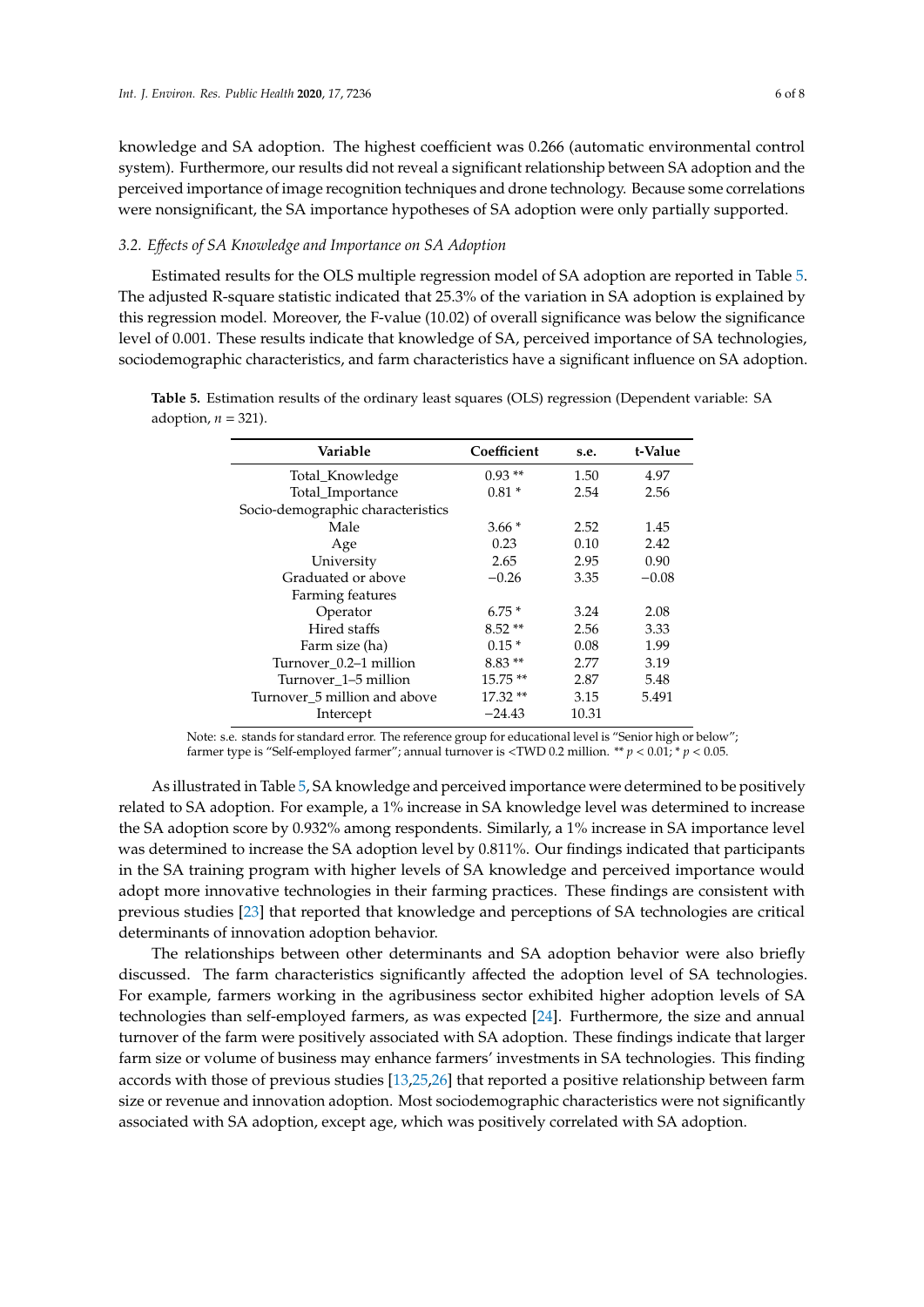knowledge and SA adoption. The highest coefficient was 0.266 (automatic environmental control system). Furthermore, our results did not reveal a significant relationship between SA adoption and the perceived importance of image recognition techniques and drone technology. Because some correlations were nonsignificant, the SA importance hypotheses of SA adoption were only partially supported.

### *3.2. Effects of SA Knowledge and Importance on SA Adoption*

Estimated results for the OLS multiple regression model of SA adoption are reported in Table 5. The adjusted R-square statistic indicated that 25.3% of the variation in SA adoption is explained by this regression model. Moreover, the F-value (10.02) of overall significance was below the significance level of 0.001. These results indicate that knowledge of SA, perceived importance of SA technologies, sociodemographic characteristics, and farm characteristics have a significant influence on SA adoption.

**Table 5.** Estimation results of the ordinary least squares (OLS) regression (Dependent variable: SA adoption, $n = 321$).

| Variable | Coefficient | s.e. | t-Value |
|---|---|---|---|
| Total_Knowledge | 0.93 ** | 1.50 | 4.97 |
| Total_Importance | 0.81 * | 2.54 | 2.56 |
| Socio-demographic characteristics | | | |
| Male | 3.66 * | 2.52 | 1.45 |
| Age | 0.23 | 0.10 | 2.42 |
| University | 2.65 | 2.95 | 0.90 |
| Graduated or above | −0.26 | 3.35 | −0.08 |
| Farming features | | | |
| Operator | 6.75 * | 3.24 | 2.08 |
| Hired staffs | 8.52 ** | 2.56 | 3.33 |
| Farm size (ha) | 0.15 * | 0.08 | 1.99 |
| Turnover_0.2–1 million | 8.83 ** | 2.77 | 3.19 |
| Turnover_1–5 million | 15.75 ** | 2.87 | 5.48 |
| Turnover_5 million and above | 17.32 ** | 3.15 | 5.491 |
| Intercept | −24.43 | 10.31 | |

Note: s.e. stands for standard error. The reference group for educational level is "Senior high or below"; farmer type is "Self-employed farmer"; annual turnover is <TWD 0.2 million. ** $p < 0.01$; * $p < 0.05$.

As illustrated in Table 5, SA knowledge and perceived importance were determined to be positively related to SA adoption. For example, a 1% increase in SA knowledge level was determined to increase the SA adoption score by 0.932% among respondents. Similarly, a 1% increase in SA importance level was determined to increase the SA adoption level by 0.811%. Our findings indicated that participants in the SA training program with higher levels of SA knowledge and perceived importance would adopt more innovative technologies in their farming practices. These findings are consistent with previous studies [23] that reported that knowledge and perceptions of SA technologies are critical determinants of innovation adoption behavior.

The relationships between other determinants and SA adoption behavior were also briefly discussed. The farm characteristics significantly affected the adoption level of SA technologies. For example, farmers working in the agribusiness sector exhibited higher adoption levels of SA technologies than self-employed farmers, as was expected [24]. Furthermore, the size and annual turnover of the farm were positively associated with SA adoption. These findings indicate that larger farm size or volume of business may enhance farmers' investments in SA technologies. This finding accords with those of previous studies [13,25,26] that reported a positive relationship between farm size or revenue and innovation adoption. Most sociodemographic characteristics were not significantly associated with SA adoption, except age, which was positively correlated with SA adoption.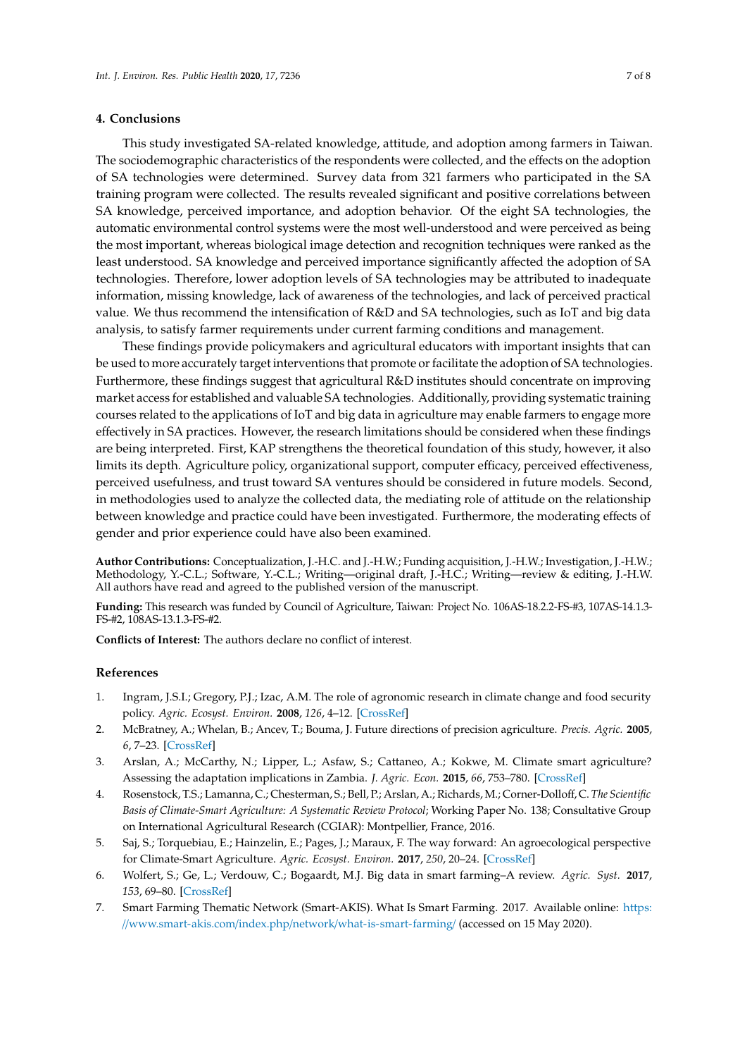## 4. Conclusions

This study investigated SA-related knowledge, attitude, and adoption among farmers in Taiwan. The sociodemographic characteristics of the respondents were collected, and the effects on the adoption of SA technologies were determined. Survey data from 321 farmers who participated in the SA training program were collected. The results revealed significant and positive correlations between SA knowledge, perceived importance, and adoption behavior. Of the eight SA technologies, the automatic environmental control systems were the most well-understood and were perceived as being the most important, whereas biological image detection and recognition techniques were ranked as the least understood. SA knowledge and perceived importance significantly affected the adoption of SA technologies. Therefore, lower adoption levels of SA technologies may be attributed to inadequate information, missing knowledge, lack of awareness of the technologies, and lack of perceived practical value. We thus recommend the intensification of R&D and SA technologies, such as IoT and big data analysis, to satisfy farmer requirements under current farming conditions and management.

These findings provide policymakers and agricultural educators with important insights that can be used to more accurately target interventions that promote or facilitate the adoption of SA technologies. Furthermore, these findings suggest that agricultural R&D institutes should concentrate on improving market access for established and valuable SA technologies. Additionally, providing systematic training courses related to the applications of IoT and big data in agriculture may enable farmers to engage more effectively in SA practices. However, the research limitations should be considered when these findings are being interpreted. First, KAP strengthens the theoretical foundation of this study, however, it also limits its depth. Agriculture policy, organizational support, computer efficacy, perceived effectiveness, perceived usefulness, and trust toward SA ventures should be considered in future models. Second, in methodologies used to analyze the collected data, the mediating role of attitude on the relationship between knowledge and practice could have been investigated. Furthermore, the moderating effects of gender and prior experience could have also been examined.

**Author Contributions:** Conceptualization, J.-H.C. and J.-H.W.; Funding acquisition, J.-H.W.; Investigation, J.-H.W.; Methodology, Y.-C.L.; Software, Y.-C.L.; Writing—original draft, J.-H.C.; Writing—review & editing, J.-H.W. All authors have read and agreed to the published version of the manuscript.

**Funding:** This research was funded by Council of Agriculture, Taiwan: Project No. 106AS-18.2.2-FS-#3, 107AS-14.1.3-FS-#2, 108AS-13.1.3-FS-#2.

**Conflicts of Interest:** The authors declare no conflict of interest.

## References

1. Ingram, J.S.I.; Gregory, P.J.; Izac, A.M. The role of agronomic research in climate change and food security policy. *Agric. Ecosyst. Environ.* **2008**, *126*, 4–12. [CrossRef]
2. McBratney, A.; Whelan, B.; Ancev, T.; Bouma, J. Future directions of precision agriculture. *Precis. Agric.* **2005**, *6*, 7–23. [CrossRef]
3. Arslan, A.; McCarthy, N.; Lipper, L.; Asfaw, S.; Cattaneo, A.; Kokwe, M. Climate smart agriculture? Assessing the adaptation implications in Zambia. *J. Agric. Econ.* **2015**, *66*, 753–780. [CrossRef]
4. Rosenstock, T.S.; Lamanna, C.; Chesterman, S.; Bell, P.; Arslan, A.; Richards, M.; Corner-Dolloff, C. *The Scientific Basis of Climate-Smart Agriculture: A Systematic Review Protocol*; Working Paper No. 138; Consultative Group on International Agricultural Research (CGIAR): Montpellier, France, 2016.
5. Saj, S.; Torquebiau, E.; Hainzelin, E.; Pages, J.; Maraux, F. The way forward: An agroecological perspective for Climate-Smart Agriculture. *Agric. Ecosyst. Environ.* **2017**, *250*, 20–24. [CrossRef]
6. Wolfert, S.; Ge, L.; Verdouw, C.; Bogaardt, M.J. Big data in smart farming–A review. *Agric. Syst.* **2017**, *153*, 69–80. [CrossRef]
7. Smart Farming Thematic Network (Smart-AKIS). What Is Smart Farming. 2017. Available online: https://www.smart-akis.com/index.php/network/what-is-smart-farming/ (accessed on 15 May 2020).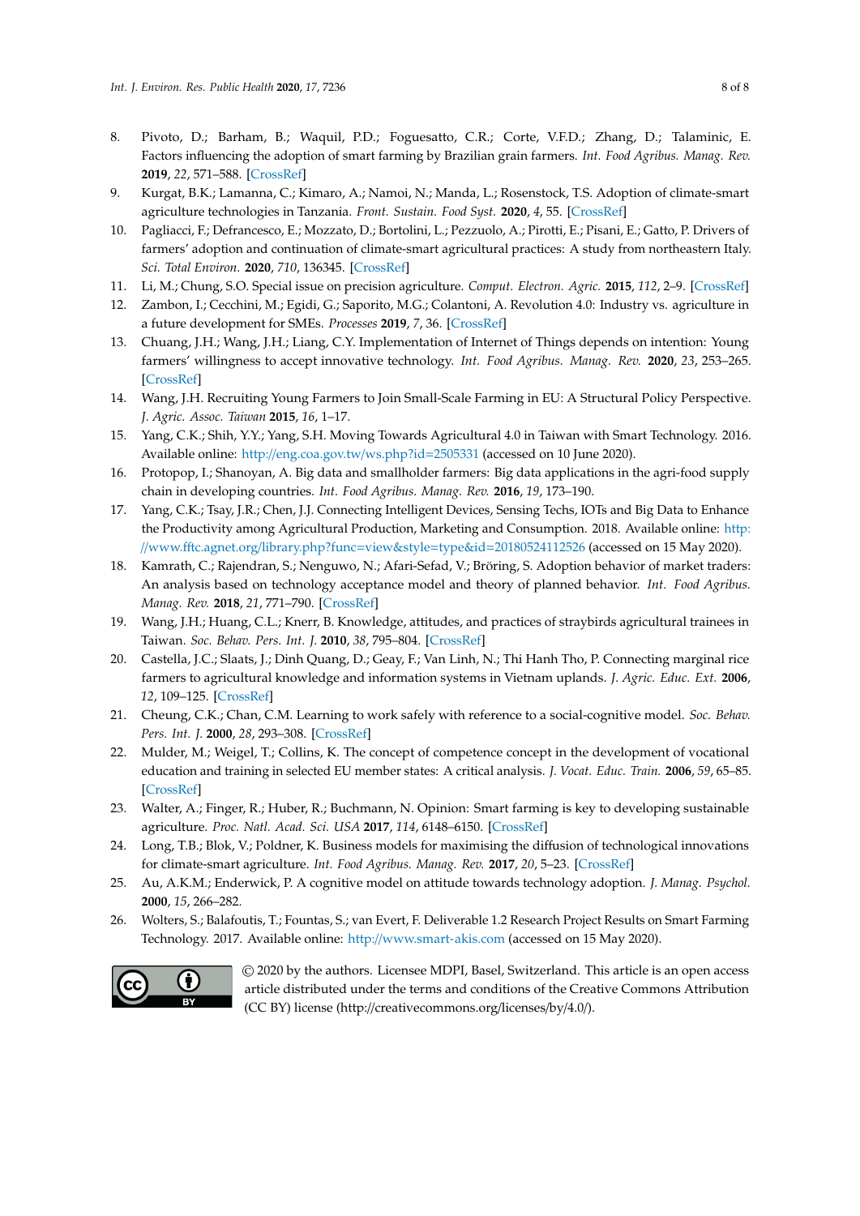8. Pivoto, D.; Barham, B.; Waquil, P.D.; Foguesatto, C.R.; Corte, V.F.D.; Zhang, D.; Talaminic, E. Factors influencing the adoption of smart farming by Brazilian grain farmers. *Int. Food Agribus. Manag. Rev.* **2019**, *22*, 571–588. [CrossRef]
9. Kurgat, B.K.; Lamanna, C.; Kimaro, A.; Namoi, N.; Manda, L.; Rosenstock, T.S. Adoption of climate-smart agriculture technologies in Tanzania. *Front. Sustain. Food Syst.* **2020**, *4*, 55. [CrossRef]
10. Pagliacci, F.; Defrancesco, E.; Mozzato, D.; Bortolini, L.; Pezzuolo, A.; Pirotti, F.; Pisani, E.; Gatto, P. Drivers of farmers' adoption and continuation of climate-smart agricultural practices: A study from northeastern Italy. *Sci. Total Environ.* **2020**, *710*, 136345. [CrossRef]
11. Li, M.; Chung, S.O. Special issue on precision agriculture. *Comput. Electron. Agric.* **2015**, *112*, 2–9. [CrossRef]
12. Zambon, I.; Cecchini, M.; Egidi, G.; Saporito, M.G.; Colantoni, A. Revolution 4.0: Industry vs. agriculture in a future development for SMEs. *Processes* **2019**, *7*, 36. [CrossRef]
13. Chuang, J.H.; Wang, J.H.; Liang, C.Y. Implementation of Internet of Things depends on intention: Young farmers' willingness to accept innovative technology. *Int. Food Agribus. Manag. Rev.* **2020**, *23*, 253–265. [CrossRef]
14. Wang, J.H. Recruiting Young Farmers to Join Small-Scale Farming in EU: A Structural Policy Perspective. *J. Agric. Assoc. Taiwan* **2015**, *16*, 1–17.
15. Yang, C.K.; Shih, Y.Y.; Yang, S.H. Moving Towards Agricultural 4.0 in Taiwan with Smart Technology. 2016. Available online: http://eng.coa.gov.tw/ws.php?id=2505331 (accessed on 10 June 2020).
16. Protopop, I.; Shanoyan, A. Big data and smallholder farmers: Big data applications in the agri-food supply chain in developing countries. *Int. Food Agribus. Manag. Rev.* **2016**, *19*, 173–190.
17. Yang, C.K.; Tsay, J.R.; Chen, J.J. Connecting Intelligent Devices, Sensing Techs, IOTs and Big Data to Enhance the Productivity among Agricultural Production, Marketing and Consumption. 2018. Available online: http://www.fftc.agnet.org/library.php?func=view&style=type&id=20180524112526 (accessed on 15 May 2020).
18. Kamrath, C.; Rajendran, S.; Nenguwo, N.; Afari-Sefad, V.; Bröring, S. Adoption behavior of market traders: An analysis based on technology acceptance model and theory of planned behavior. *Int. Food Agribus. Manag. Rev.* **2018**, *21*, 771–790. [CrossRef]
19. Wang, J.H.; Huang, C.L.; Knerr, B. Knowledge, attitudes, and practices of straybirds agricultural trainees in Taiwan. *Soc. Behav. Pers. Int. J.* **2010**, *38*, 795–804. [CrossRef]
20. Castella, J.C.; Slaats, J.; Dinh Quang, D.; Geay, F.; Van Linh, N.; Thi Hanh Tho, P. Connecting marginal rice farmers to agricultural knowledge and information systems in Vietnam uplands. *J. Agric. Educ. Ext.* **2006**, *12*, 109–125. [CrossRef]
21. Cheung, C.K.; Chan, C.M. Learning to work safely with reference to a social-cognitive model. *Soc. Behav. Pers. Int. J.* **2000**, *28*, 293–308. [CrossRef]
22. Mulder, M.; Weigel, T.; Collins, K. The concept of competence concept in the development of vocational education and training in selected EU member states: A critical analysis. *J. Vocat. Educ. Train.* **2006**, *59*, 65–85. [CrossRef]
23. Walter, A.; Finger, R.; Huber, R.; Buchmann, N. Opinion: Smart farming is key to developing sustainable agriculture. *Proc. Natl. Acad. Sci. USA* **2017**, *114*, 6148–6150. [CrossRef]
24. Long, T.B.; Blok, V.; Poldner, K. Business models for maximising the diffusion of technological innovations for climate-smart agriculture. *Int. Food Agribus. Manag. Rev.* **2017**, *20*, 5–23. [CrossRef]
25. Au, A.K.M.; Enderwick, P. A cognitive model on attitude towards technology adoption. *J. Manag. Psychol.* **2000**, *15*, 266–282.
26. Wolters, S.; Balafoutis, T.; Fountas, S.; van Evert, F. Deliverable 1.2 Research Project Results on Smart Farming Technology. 2017. Available online: http://www.smart-akis.com (accessed on 15 May 2020).

© 2020 by the authors. Licensee MDPI, Basel, Switzerland. This article is an open access article distributed under the terms and conditions of the Creative Commons Attribution (CC BY) license (http://creativecommons.org/licenses/by/4.0/).